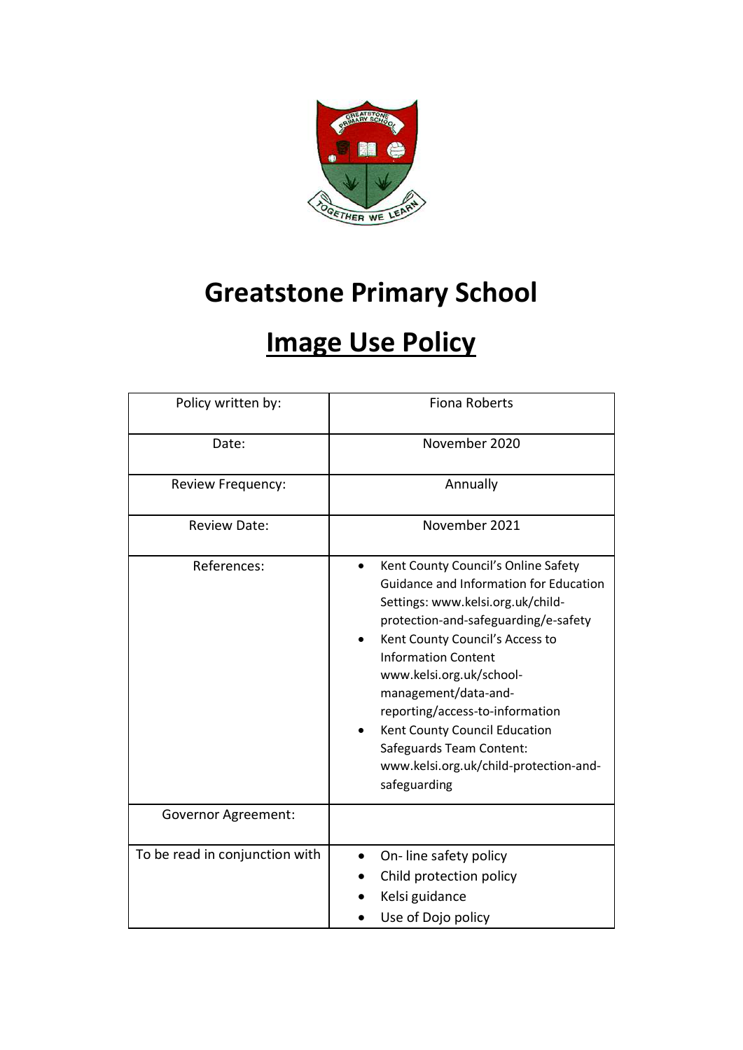# Greatstone Primary School

## Image Use Policy

| Policy written by: | Fiona Roberts |
|---|---|
| Date: | November 2020 |
| Review Frequency: | Annually |
| Review Date: | November 2021 |
| References: | • Kent County Council's Online Safety Guidance and Information for Education Settings: www.kelsi.org.uk/child-protection-and-safeguarding/e-safety<br>• Kent County Council's Access to Information Content www.kelsi.org.uk/school-management/data-and-reporting/access-to-information<br>• Kent County Council Education Safeguards Team Content: www.kelsi.org.uk/child-protection-and-safeguarding |
| Governor Agreement: | |
| To be read in conjunction with | • On- line safety policy<br>• Child protection policy<br>• Kelsi guidance<br>• Use of Dojo policy |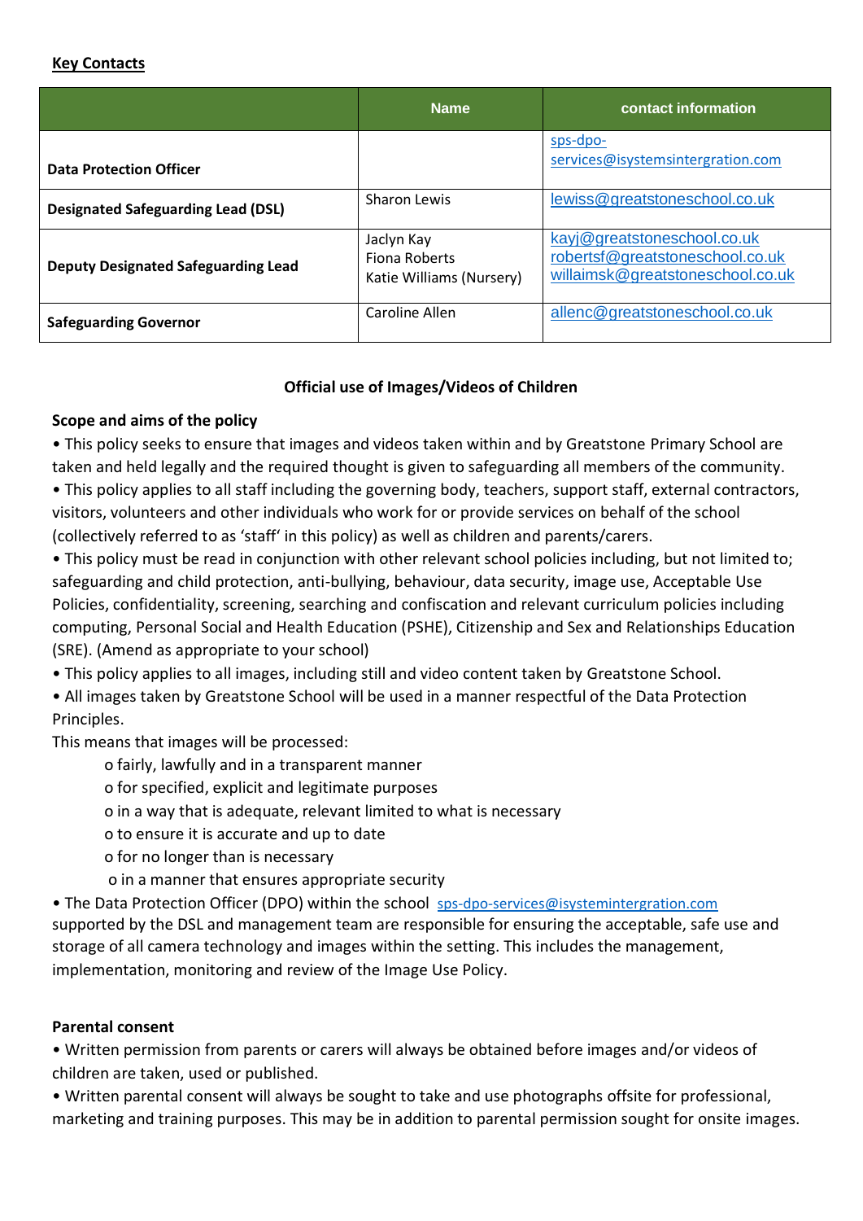**Key Contacts**

| | Name | contact information |
|---|---|---|
| **Data Protection Officer** | | sps-dpo-services@isystemsintergration.com |
| **Designated Safeguarding Lead (DSL)** | Sharon Lewis | lewiss@greatstoneschool.co.uk |
| **Deputy Designated Safeguarding Lead** | Jaclyn Kay<br>Fiona Roberts<br>Katie Williams (Nursery) | kayj@greatstoneschool.co.uk<br>robertsf@greatstoneschool.co.uk<br>willaimsk@greatstoneschool.co.uk |
| **Safeguarding Governor** | Caroline Allen | allenc@greatstoneschool.co.uk |

**Official use of Images/Videos of Children**

**Scope and aims of the policy**

• This policy seeks to ensure that images and videos taken within and by Greatstone Primary School are taken and held legally and the required thought is given to safeguarding all members of the community.

• This policy applies to all staff including the governing body, teachers, support staff, external contractors, visitors, volunteers and other individuals who work for or provide services on behalf of the school (collectively referred to as 'staff' in this policy) as well as children and parents/carers.

• This policy must be read in conjunction with other relevant school policies including, but not limited to; safeguarding and child protection, anti-bullying, behaviour, data security, image use, Acceptable Use Policies, confidentiality, screening, searching and confiscation and relevant curriculum policies including computing, Personal Social and Health Education (PSHE), Citizenship and Sex and Relationships Education (SRE). (Amend as appropriate to your school)

• This policy applies to all images, including still and video content taken by Greatstone School.

• All images taken by Greatstone School will be used in a manner respectful of the Data Protection Principles.

This means that images will be processed:

- o fairly, lawfully and in a transparent manner
- o for specified, explicit and legitimate purposes
- o in a way that is adequate, relevant limited to what is necessary
- o to ensure it is accurate and up to date
- o for no longer than is necessary
- o in a manner that ensures appropriate security

• The Data Protection Officer (DPO) within the school sps-dpo-services@isystemintergration.com supported by the DSL and management team are responsible for ensuring the acceptable, safe use and storage of all camera technology and images within the setting. This includes the management, implementation, monitoring and review of the Image Use Policy.

**Parental consent**

• Written permission from parents or carers will always be obtained before images and/or videos of children are taken, used or published.

• Written parental consent will always be sought to take and use photographs offsite for professional, marketing and training purposes. This may be in addition to parental permission sought for onsite images.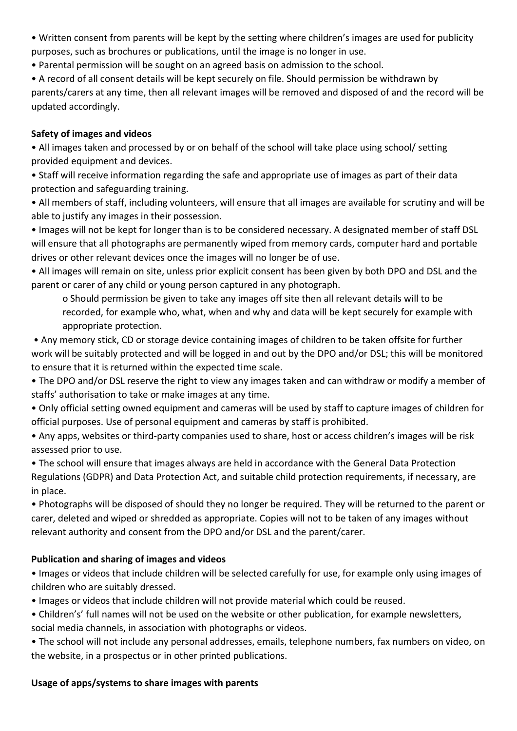- Written consent from parents will be kept by the setting where children's images are used for publicity purposes, such as brochures or publications, until the image is no longer in use.
- Parental permission will be sought on an agreed basis on admission to the school.
- A record of all consent details will be kept securely on file. Should permission be withdrawn by parents/carers at any time, then all relevant images will be removed and disposed of and the record will be updated accordingly.

**Safety of images and videos**

- All images taken and processed by or on behalf of the school will take place using school/ setting provided equipment and devices.
- Staff will receive information regarding the safe and appropriate use of images as part of their data protection and safeguarding training.
- All members of staff, including volunteers, will ensure that all images are available for scrutiny and will be able to justify any images in their possession.
- Images will not be kept for longer than is to be considered necessary. A designated member of staff DSL will ensure that all photographs are permanently wiped from memory cards, computer hard and portable drives or other relevant devices once the images will no longer be of use.
- All images will remain on site, unless prior explicit consent has been given by both DPO and DSL and the parent or carer of any child or young person captured in any photograph.
    - Should permission be given to take any images off site then all relevant details will to be recorded, for example who, what, when and why and data will be kept securely for example with appropriate protection.
- Any memory stick, CD or storage device containing images of children to be taken offsite for further work will be suitably protected and will be logged in and out by the DPO and/or DSL; this will be monitored to ensure that it is returned within the expected time scale.
- The DPO and/or DSL reserve the right to view any images taken and can withdraw or modify a member of staffs' authorisation to take or make images at any time.
- Only official setting owned equipment and cameras will be used by staff to capture images of children for official purposes. Use of personal equipment and cameras by staff is prohibited.
- Any apps, websites or third-party companies used to share, host or access children's images will be risk assessed prior to use.
- The school will ensure that images always are held in accordance with the General Data Protection Regulations (GDPR) and Data Protection Act, and suitable child protection requirements, if necessary, are in place.
- Photographs will be disposed of should they no longer be required. They will be returned to the parent or carer, deleted and wiped or shredded as appropriate. Copies will not to be taken of any images without relevant authority and consent from the DPO and/or DSL and the parent/carer.

**Publication and sharing of images and videos**

- Images or videos that include children will be selected carefully for use, for example only using images of children who are suitably dressed.
- Images or videos that include children will not provide material which could be reused.
- Children's' full names will not be used on the website or other publication, for example newsletters, social media channels, in association with photographs or videos.
- The school will not include any personal addresses, emails, telephone numbers, fax numbers on video, on the website, in a prospectus or in other printed publications.

**Usage of apps/systems to share images with parents**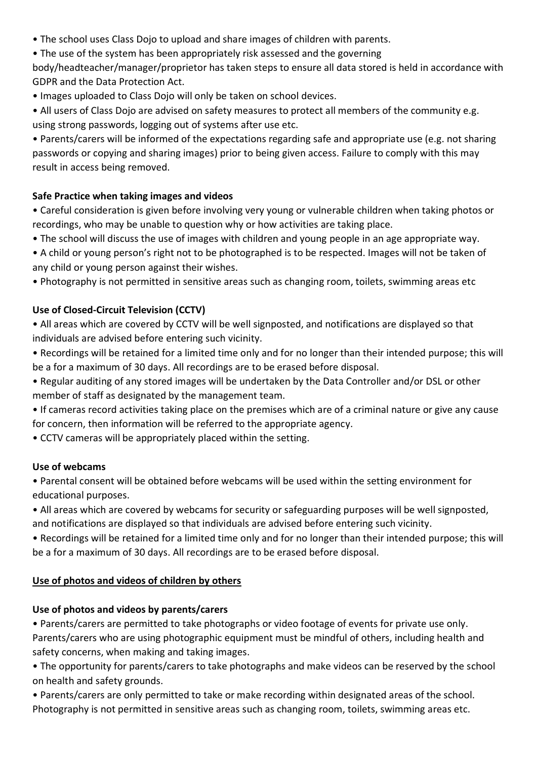- The school uses Class Dojo to upload and share images of children with parents.
- The use of the system has been appropriately risk assessed and the governing body/headteacher/manager/proprietor has taken steps to ensure all data stored is held in accordance with GDPR and the Data Protection Act.
- Images uploaded to Class Dojo will only be taken on school devices.
- All users of Class Dojo are advised on safety measures to protect all members of the community e.g. using strong passwords, logging out of systems after use etc.
- Parents/carers will be informed of the expectations regarding safe and appropriate use (e.g. not sharing passwords or copying and sharing images) prior to being given access. Failure to comply with this may result in access being removed.

**Safe Practice when taking images and videos**

- Careful consideration is given before involving very young or vulnerable children when taking photos or recordings, who may be unable to question why or how activities are taking place.
- The school will discuss the use of images with children and young people in an age appropriate way.
- A child or young person's right not to be photographed is to be respected. Images will not be taken of any child or young person against their wishes.
- Photography is not permitted in sensitive areas such as changing room, toilets, swimming areas etc

**Use of Closed-Circuit Television (CCTV)**

- All areas which are covered by CCTV will be well signposted, and notifications are displayed so that individuals are advised before entering such vicinity.
- Recordings will be retained for a limited time only and for no longer than their intended purpose; this will be a for a maximum of 30 days. All recordings are to be erased before disposal.
- Regular auditing of any stored images will be undertaken by the Data Controller and/or DSL or other member of staff as designated by the management team.
- If cameras record activities taking place on the premises which are of a criminal nature or give any cause for concern, then information will be referred to the appropriate agency.
- CCTV cameras will be appropriately placed within the setting.

**Use of webcams**

- Parental consent will be obtained before webcams will be used within the setting environment for educational purposes.
- All areas which are covered by webcams for security or safeguarding purposes will be well signposted, and notifications are displayed so that individuals are advised before entering such vicinity.
- Recordings will be retained for a limited time only and for no longer than their intended purpose; this will be a for a maximum of 30 days. All recordings are to be erased before disposal.

**<u>Use of photos and videos of children by others</u>**

**Use of photos and videos by parents/carers**

- Parents/carers are permitted to take photographs or video footage of events for private use only. Parents/carers who are using photographic equipment must be mindful of others, including health and safety concerns, when making and taking images.
- The opportunity for parents/carers to take photographs and make videos can be reserved by the school on health and safety grounds.
- Parents/carers are only permitted to take or make recording within designated areas of the school. Photography is not permitted in sensitive areas such as changing room, toilets, swimming areas etc.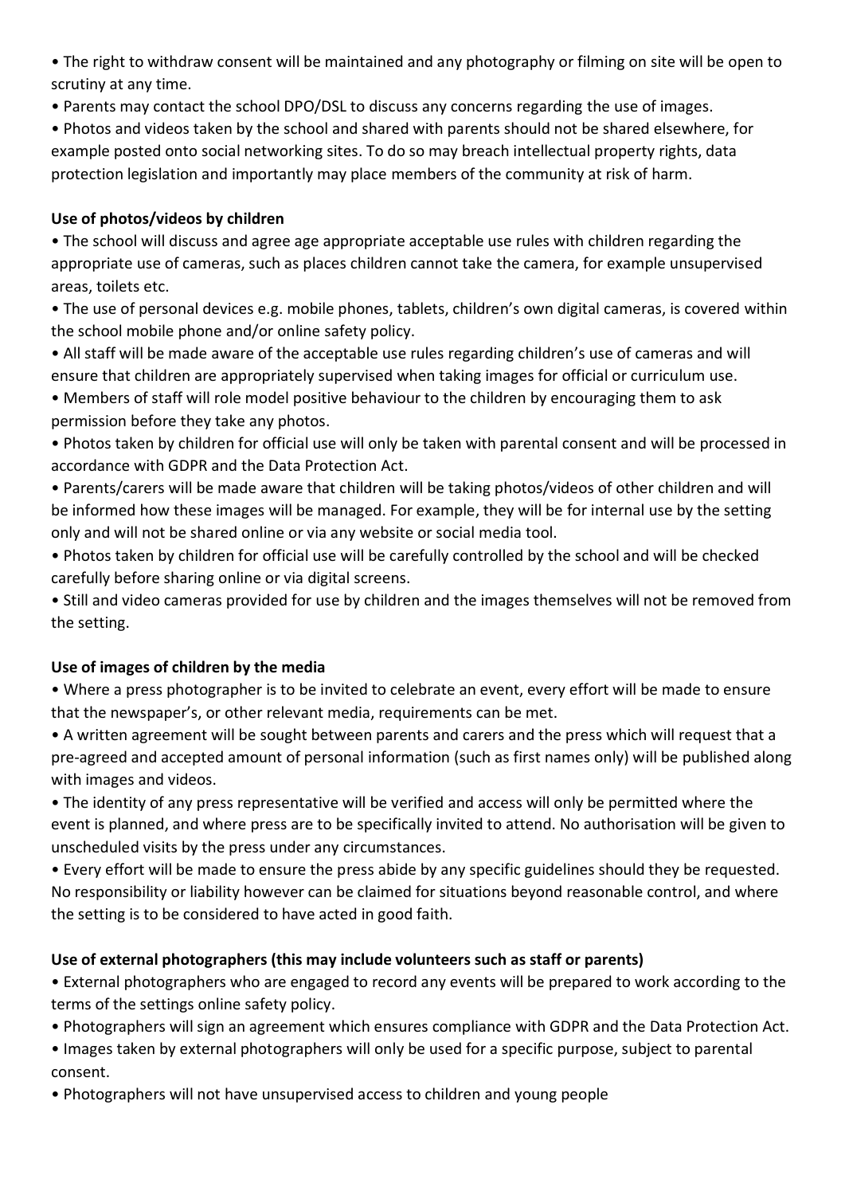- The right to withdraw consent will be maintained and any photography or filming on site will be open to scrutiny at any time.
- Parents may contact the school DPO/DSL to discuss any concerns regarding the use of images.
- Photos and videos taken by the school and shared with parents should not be shared elsewhere, for example posted onto social networking sites. To do so may breach intellectual property rights, data protection legislation and importantly may place members of the community at risk of harm.

**Use of photos/videos by children**

- The school will discuss and agree age appropriate acceptable use rules with children regarding the appropriate use of cameras, such as places children cannot take the camera, for example unsupervised areas, toilets etc.
- The use of personal devices e.g. mobile phones, tablets, children's own digital cameras, is covered within the school mobile phone and/or online safety policy.
- All staff will be made aware of the acceptable use rules regarding children's use of cameras and will ensure that children are appropriately supervised when taking images for official or curriculum use.
- Members of staff will role model positive behaviour to the children by encouraging them to ask permission before they take any photos.
- Photos taken by children for official use will only be taken with parental consent and will be processed in accordance with GDPR and the Data Protection Act.
- Parents/carers will be made aware that children will be taking photos/videos of other children and will be informed how these images will be managed. For example, they will be for internal use by the setting only and will not be shared online or via any website or social media tool.
- Photos taken by children for official use will be carefully controlled by the school and will be checked carefully before sharing online or via digital screens.
- Still and video cameras provided for use by children and the images themselves will not be removed from the setting.

**Use of images of children by the media**

- Where a press photographer is to be invited to celebrate an event, every effort will be made to ensure that the newspaper's, or other relevant media, requirements can be met.
- A written agreement will be sought between parents and carers and the press which will request that a pre-agreed and accepted amount of personal information (such as first names only) will be published along with images and videos.
- The identity of any press representative will be verified and access will only be permitted where the event is planned, and where press are to be specifically invited to attend. No authorisation will be given to unscheduled visits by the press under any circumstances.
- Every effort will be made to ensure the press abide by any specific guidelines should they be requested. No responsibility or liability however can be claimed for situations beyond reasonable control, and where the setting is to be considered to have acted in good faith.

**Use of external photographers (this may include volunteers such as staff or parents)**

- External photographers who are engaged to record any events will be prepared to work according to the terms of the settings online safety policy.
- Photographers will sign an agreement which ensures compliance with GDPR and the Data Protection Act.
- Images taken by external photographers will only be used for a specific purpose, subject to parental consent.
- Photographers will not have unsupervised access to children and young people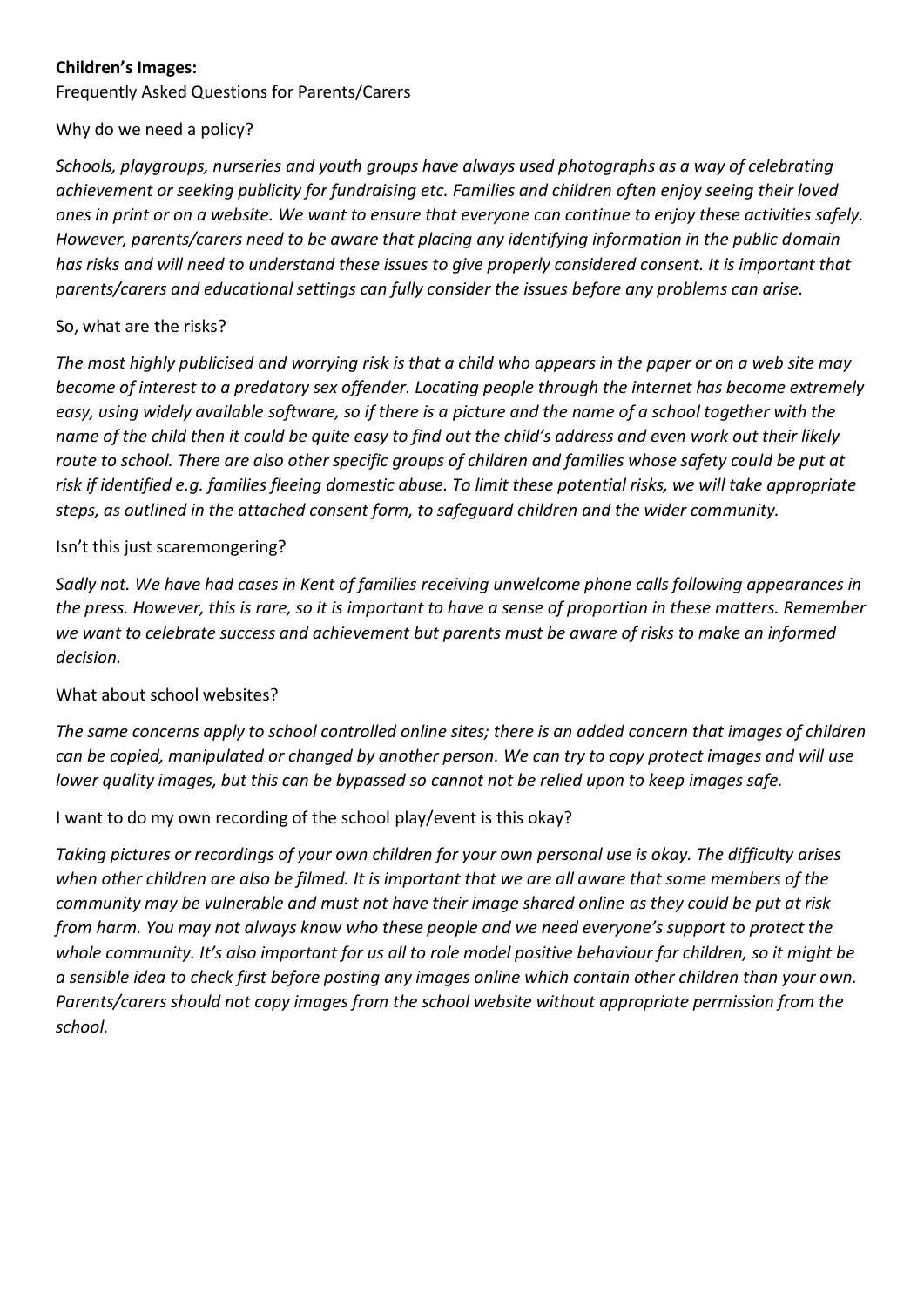**Children's Images:**

Frequently Asked Questions for Parents/Carers

Why do we need a policy?

*Schools, playgroups, nurseries and youth groups have always used photographs as a way of celebrating achievement or seeking publicity for fundraising etc. Families and children often enjoy seeing their loved ones in print or on a website. We want to ensure that everyone can continue to enjoy these activities safely. However, parents/carers need to be aware that placing any identifying information in the public domain has risks and will need to understand these issues to give properly considered consent. It is important that parents/carers and educational settings can fully consider the issues before any problems can arise.*

So, what are the risks?

*The most highly publicised and worrying risk is that a child who appears in the paper or on a web site may become of interest to a predatory sex offender. Locating people through the internet has become extremely easy, using widely available software, so if there is a picture and the name of a school together with the name of the child then it could be quite easy to find out the child's address and even work out their likely route to school. There are also other specific groups of children and families whose safety could be put at risk if identified e.g. families fleeing domestic abuse. To limit these potential risks, we will take appropriate steps, as outlined in the attached consent form, to safeguard children and the wider community.*

Isn't this just scaremongering?

*Sadly not. We have had cases in Kent of families receiving unwelcome phone calls following appearances in the press. However, this is rare, so it is important to have a sense of proportion in these matters. Remember we want to celebrate success and achievement but parents must be aware of risks to make an informed decision.*

What about school websites?

*The same concerns apply to school controlled online sites; there is an added concern that images of children can be copied, manipulated or changed by another person. We can try to copy protect images and will use lower quality images, but this can be bypassed so cannot not be relied upon to keep images safe.*

I want to do my own recording of the school play/event is this okay?

*Taking pictures or recordings of your own children for your own personal use is okay. The difficulty arises when other children are also be filmed. It is important that we are all aware that some members of the community may be vulnerable and must not have their image shared online as they could be put at risk from harm. You may not always know who these people and we need everyone's support to protect the whole community. It's also important for us all to role model positive behaviour for children, so it might be a sensible idea to check first before posting any images online which contain other children than your own. Parents/carers should not copy images from the school website without appropriate permission from the school.*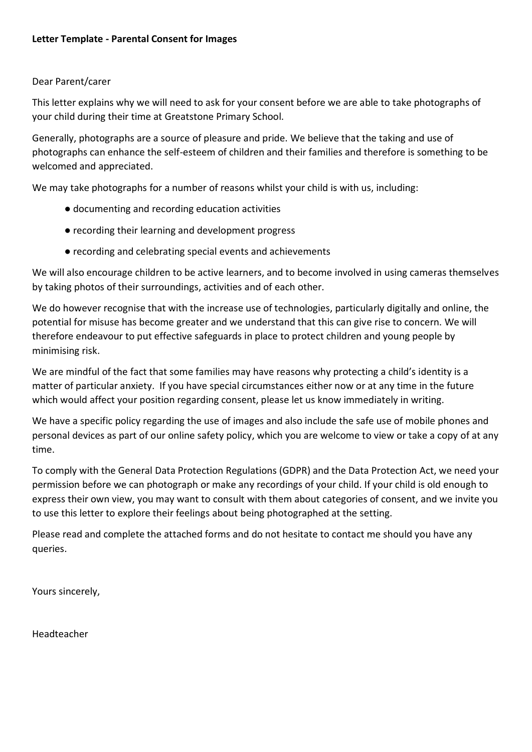**Letter Template - Parental Consent for Images**

Dear Parent/carer

This letter explains why we will need to ask for your consent before we are able to take photographs of your child during their time at Greatstone Primary School.

Generally, photographs are a source of pleasure and pride. We believe that the taking and use of photographs can enhance the self-esteem of children and their families and therefore is something to be welcomed and appreciated.

We may take photographs for a number of reasons whilst your child is with us, including:

- documenting and recording education activities
- recording their learning and development progress
- recording and celebrating special events and achievements

We will also encourage children to be active learners, and to become involved in using cameras themselves by taking photos of their surroundings, activities and of each other.

We do however recognise that with the increase use of technologies, particularly digitally and online, the potential for misuse has become greater and we understand that this can give rise to concern. We will therefore endeavour to put effective safeguards in place to protect children and young people by minimising risk.

We are mindful of the fact that some families may have reasons why protecting a child's identity is a matter of particular anxiety. If you have special circumstances either now or at any time in the future which would affect your position regarding consent, please let us know immediately in writing.

We have a specific policy regarding the use of images and also include the safe use of mobile phones and personal devices as part of our online safety policy, which you are welcome to view or take a copy of at any time.

To comply with the General Data Protection Regulations (GDPR) and the Data Protection Act, we need your permission before we can photograph or make any recordings of your child. If your child is old enough to express their own view, you may want to consult with them about categories of consent, and we invite you to use this letter to explore their feelings about being photographed at the setting.

Please read and complete the attached forms and do not hesitate to contact me should you have any queries.

Yours sincerely,

Headteacher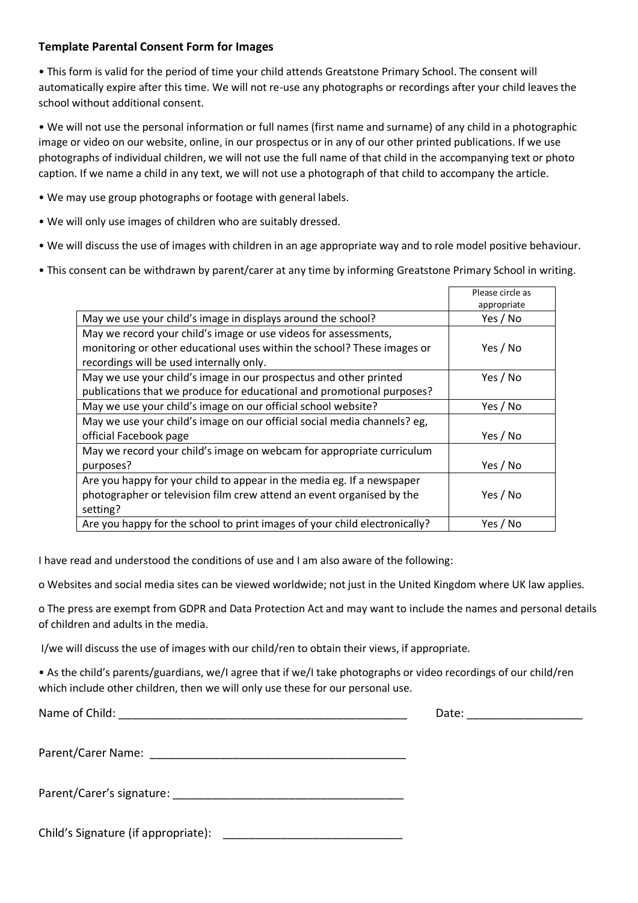**Template Parental Consent Form for Images**

- This form is valid for the period of time your child attends Greatstone Primary School. The consent will automatically expire after this time. We will not re-use any photographs or recordings after your child leaves the school without additional consent.
- We will not use the personal information or full names (first name and surname) of any child in a photographic image or video on our website, online, in our prospectus or in any of our other printed publications. If we use photographs of individual children, we will not use the full name of that child in the accompanying text or photo caption. If we name a child in any text, we will not use a photograph of that child to accompany the article.
- We may use group photographs or footage with general labels.
- We will only use images of children who are suitably dressed.
- We will discuss the use of images with children in an age appropriate way and to role model positive behaviour.
- This consent can be withdrawn by parent/carer at any time by informing Greatstone Primary School in writing.

| | Please circle as appropriate |
|---|---|
| May we use your child's image in displays around the school? | Yes / No |
| May we record your child's image or use videos for assessments, monitoring or other educational uses within the school? These images or recordings will be used internally only. | Yes / No |
| May we use your child's image in our prospectus and other printed publications that we produce for educational and promotional purposes? | Yes / No |
| May we use your child's image on our official school website? | Yes / No |
| May we use your child's image on our official social media channels? eg, official Facebook page | Yes / No |
| May we record your child's image on webcam for appropriate curriculum purposes? | Yes / No |
| Are you happy for your child to appear in the media eg. If a newspaper photographer or television film crew attend an event organised by the setting? | Yes / No |
| Are you happy for the school to print images of your child electronically? | Yes / No |

I have read and understood the conditions of use and I am also aware of the following:

- Websites and social media sites can be viewed worldwide; not just in the United Kingdom where UK law applies.
- The press are exempt from GDPR and Data Protection Act and may want to include the names and personal details of children and adults in the media.

I/we will discuss the use of images with our child/ren to obtain their views, if appropriate.

- As the child's parents/guardians, we/I agree that if we/I take photographs or video recordings of our child/ren which include other children, then we will only use these for our personal use.

Name of Child: _______________________________________________ Date: __________________

Parent/Carer Name: ________________________________________

Parent/Carer's signature: ____________________________________

Child's Signature (if appropriate): ____________________________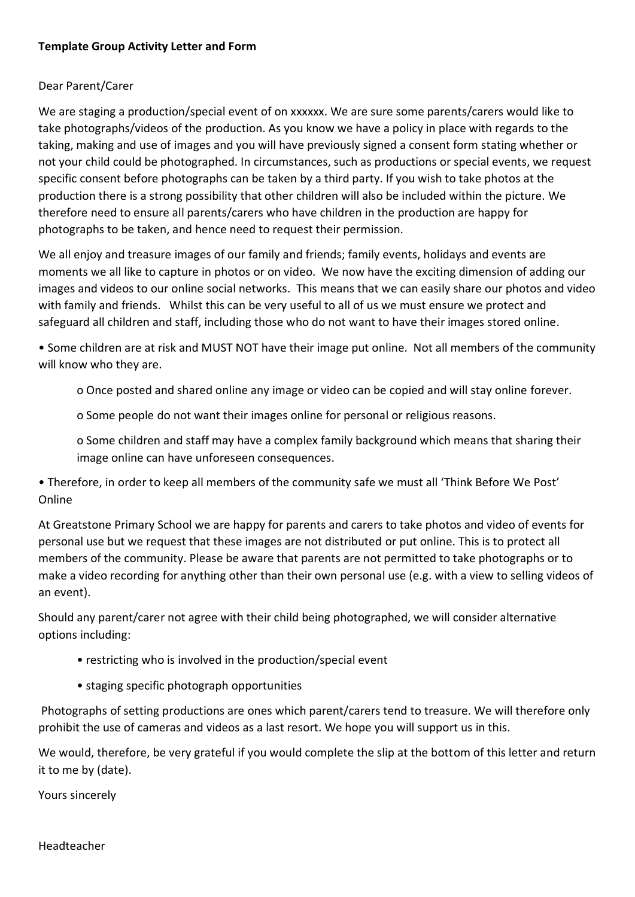**Template Group Activity Letter and Form**

Dear Parent/Carer

We are staging a production/special event of on xxxxxx. We are sure some parents/carers would like to take photographs/videos of the production. As you know we have a policy in place with regards to the taking, making and use of images and you will have previously signed a consent form stating whether or not your child could be photographed. In circumstances, such as productions or special events, we request specific consent before photographs can be taken by a third party. If you wish to take photos at the production there is a strong possibility that other children will also be included within the picture. We therefore need to ensure all parents/carers who have children in the production are happy for photographs to be taken, and hence need to request their permission.

We all enjoy and treasure images of our family and friends; family events, holidays and events are moments we all like to capture in photos or on video. We now have the exciting dimension of adding our images and videos to our online social networks. This means that we can easily share our photos and video with family and friends. Whilst this can be very useful to all of us we must ensure we protect and safeguard all children and staff, including those who do not want to have their images stored online.

- Some children are at risk and MUST NOT have their image put online. Not all members of the community will know who they are.
    - Once posted and shared online any image or video can be copied and will stay online forever.
    - Some people do not want their images online for personal or religious reasons.
    - Some children and staff may have a complex family background which means that sharing their image online can have unforeseen consequences.
- Therefore, in order to keep all members of the community safe we must all 'Think Before We Post' Online

At Greatstone Primary School we are happy for parents and carers to take photos and video of events for personal use but we request that these images are not distributed or put online. This is to protect all members of the community. Please be aware that parents are not permitted to take photographs or to make a video recording for anything other than their own personal use (e.g. with a view to selling videos of an event).

Should any parent/carer not agree with their child being photographed, we will consider alternative options including:

- restricting who is involved in the production/special event
- staging specific photograph opportunities

Photographs of setting productions are ones which parent/carers tend to treasure. We will therefore only prohibit the use of cameras and videos as a last resort. We hope you will support us in this.

We would, therefore, be very grateful if you would complete the slip at the bottom of this letter and return it to me by (date).

Yours sincerely

Headteacher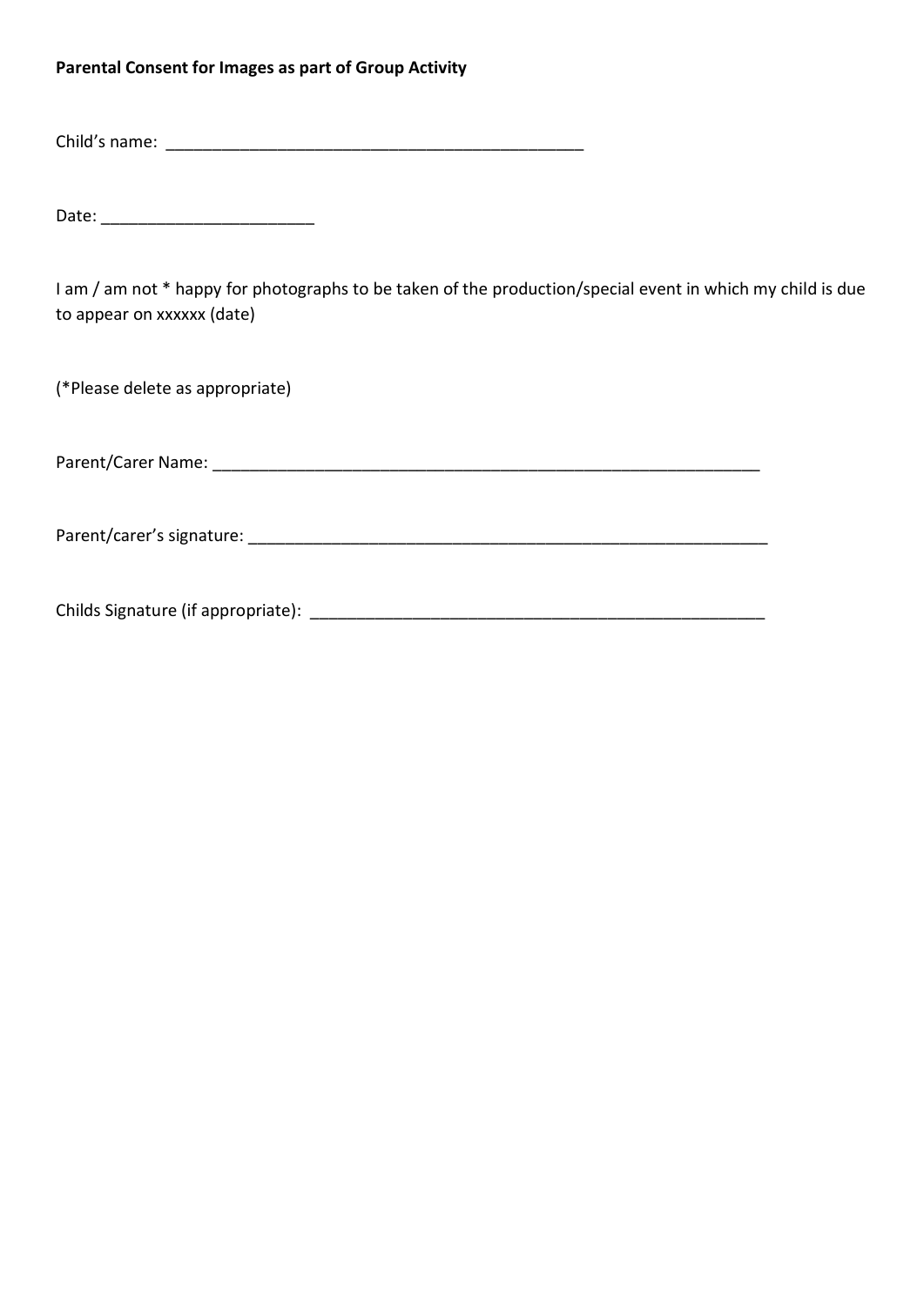**Parental Consent for Images as part of Group Activity**

Child's name: _____________________________________________

Date: _______________________

I am / am not * happy for photographs to be taken of the production/special event in which my child is due to appear on xxxxxx (date)

(*Please delete as appropriate)

Parent/Carer Name: ____________________________________________________________

Parent/carer's signature: _________________________________________________________

Childs Signature (if appropriate): __________________________________________________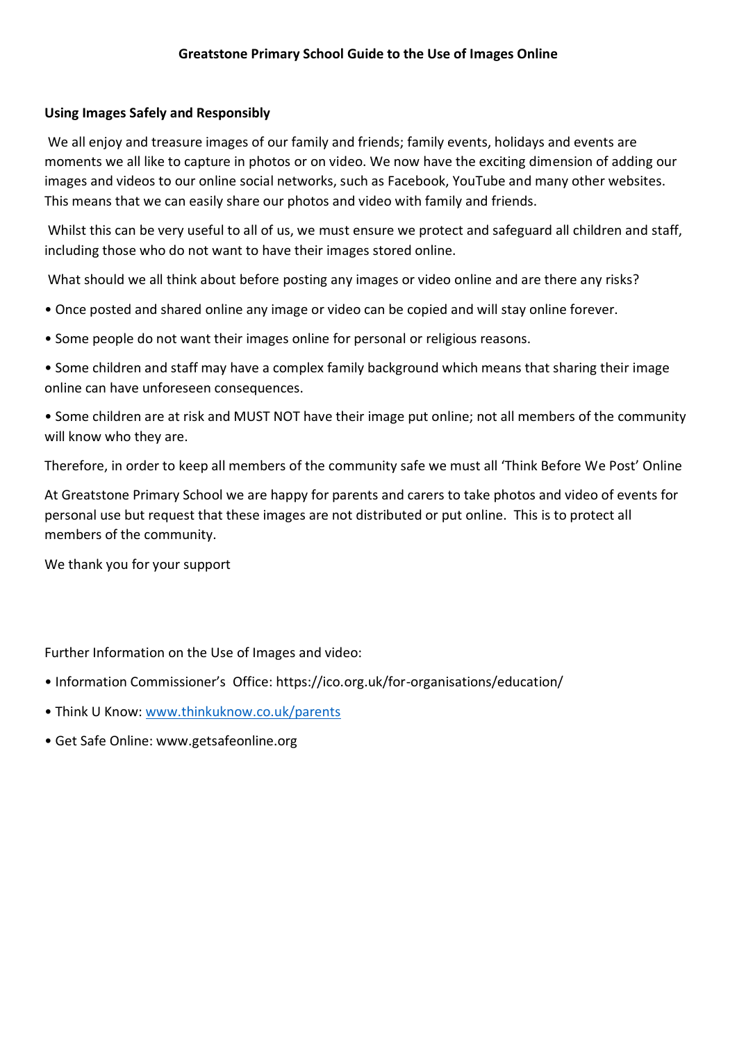# Greatstone Primary School Guide to the Use of Images Online

## Using Images Safely and Responsibly

We all enjoy and treasure images of our family and friends; family events, holidays and events are moments we all like to capture in photos or on video. We now have the exciting dimension of adding our images and videos to our online social networks, such as Facebook, YouTube and many other websites. This means that we can easily share our photos and video with family and friends.

Whilst this can be very useful to all of us, we must ensure we protect and safeguard all children and staff, including those who do not want to have their images stored online.

What should we all think about before posting any images or video online and are there any risks?

- Once posted and shared online any image or video can be copied and will stay online forever.
- Some people do not want their images online for personal or religious reasons.
- Some children and staff may have a complex family background which means that sharing their image online can have unforeseen consequences.
- Some children are at risk and MUST NOT have their image put online; not all members of the community will know who they are.

Therefore, in order to keep all members of the community safe we must all 'Think Before We Post' Online

At Greatstone Primary School we are happy for parents and carers to take photos and video of events for personal use but request that these images are not distributed or put online. This is to protect all members of the community.

We thank you for your support

Further Information on the Use of Images and video:

- Information Commissioner's Office: https://ico.org.uk/for-organisations/education/
- Think U Know: [www.thinkuknow.co.uk/parents](www.thinkuknow.co.uk/parents)
- Get Safe Online: www.getsafeonline.org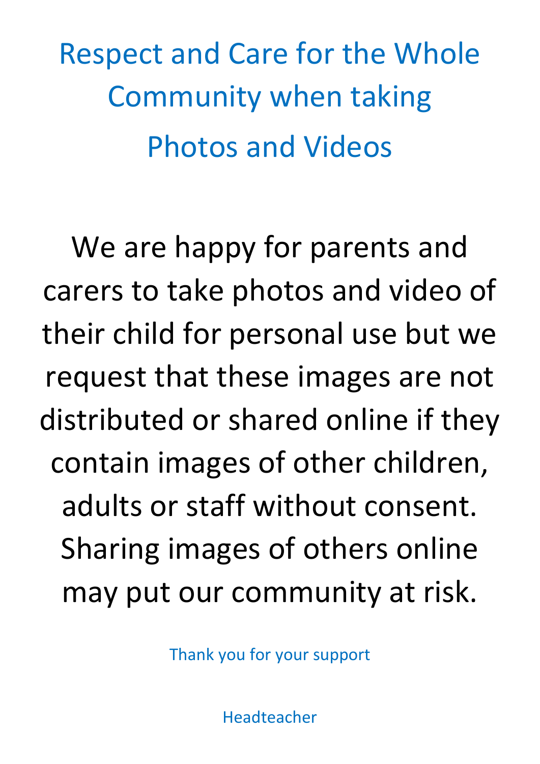# Respect and Care for the Whole Community when taking Photos and Videos

We are happy for parents and carers to take photos and video of their child for personal use but we request that these images are not distributed or shared online if they contain images of other children, adults or staff without consent. Sharing images of others online may put our community at risk.

Thank you for your support

Headteacher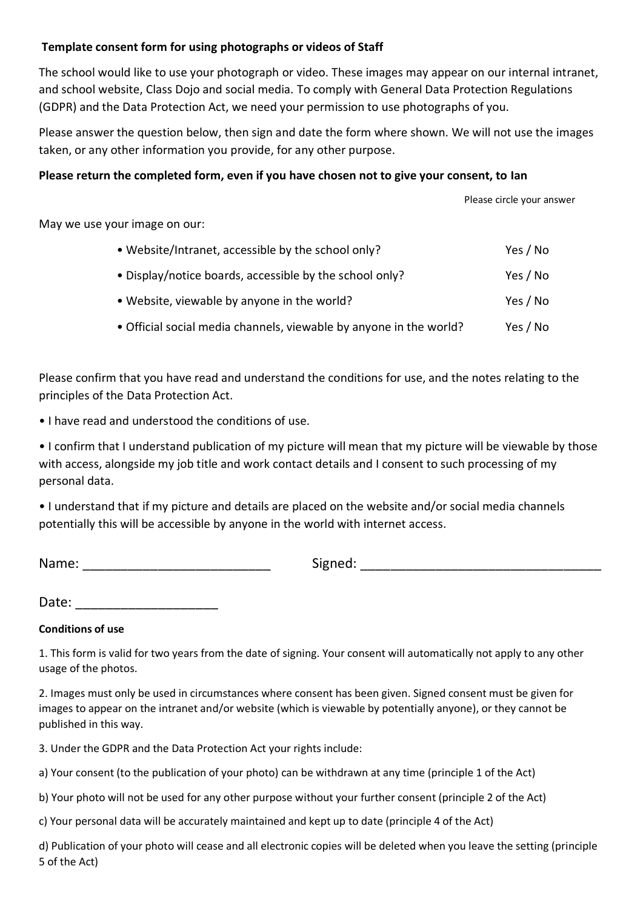**Template consent form for using photographs or videos of Staff**

The school would like to use your photograph or video. These images may appear on our internal intranet, and school website, Class Dojo and social media. To comply with General Data Protection Regulations (GDPR) and the Data Protection Act, we need your permission to use photographs of you.

Please answer the question below, then sign and date the form where shown. We will not use the images taken, or any other information you provide, for any other purpose.

**Please return the completed form, even if you have chosen not to give your consent, to Ian**

Please circle your answer

May we use your image on our:

| | |
|---|---|
| • Website/Intranet, accessible by the school only? | Yes / No |
| • Display/notice boards, accessible by the school only? | Yes / No |
| • Website, viewable by anyone in the world? | Yes / No |
| • Official social media channels, viewable by anyone in the world? | Yes / No |

Please confirm that you have read and understand the conditions for use, and the notes relating to the principles of the Data Protection Act.

- I have read and understood the conditions of use.
- I confirm that I understand publication of my picture will mean that my picture will be viewable by those with access, alongside my job title and work contact details and I consent to such processing of my personal data.
- I understand that if my picture and details are placed on the website and/or social media channels potentially this will be accessible by anyone in the world with internet access.

Name: _________________________ Signed: ________________________________

Date: ___________________

**Conditions of use**

1. This form is valid for two years from the date of signing. Your consent will automatically not apply to any other usage of the photos.

2. Images must only be used in circumstances where consent has been given. Signed consent must be given for images to appear on the intranet and/or website (which is viewable by potentially anyone), or they cannot be published in this way.

3. Under the GDPR and the Data Protection Act your rights include:

a) Your consent (to the publication of your photo) can be withdrawn at any time (principle 1 of the Act)

b) Your photo will not be used for any other purpose without your further consent (principle 2 of the Act)

c) Your personal data will be accurately maintained and kept up to date (principle 4 of the Act)

d) Publication of your photo will cease and all electronic copies will be deleted when you leave the setting (principle 5 of the Act)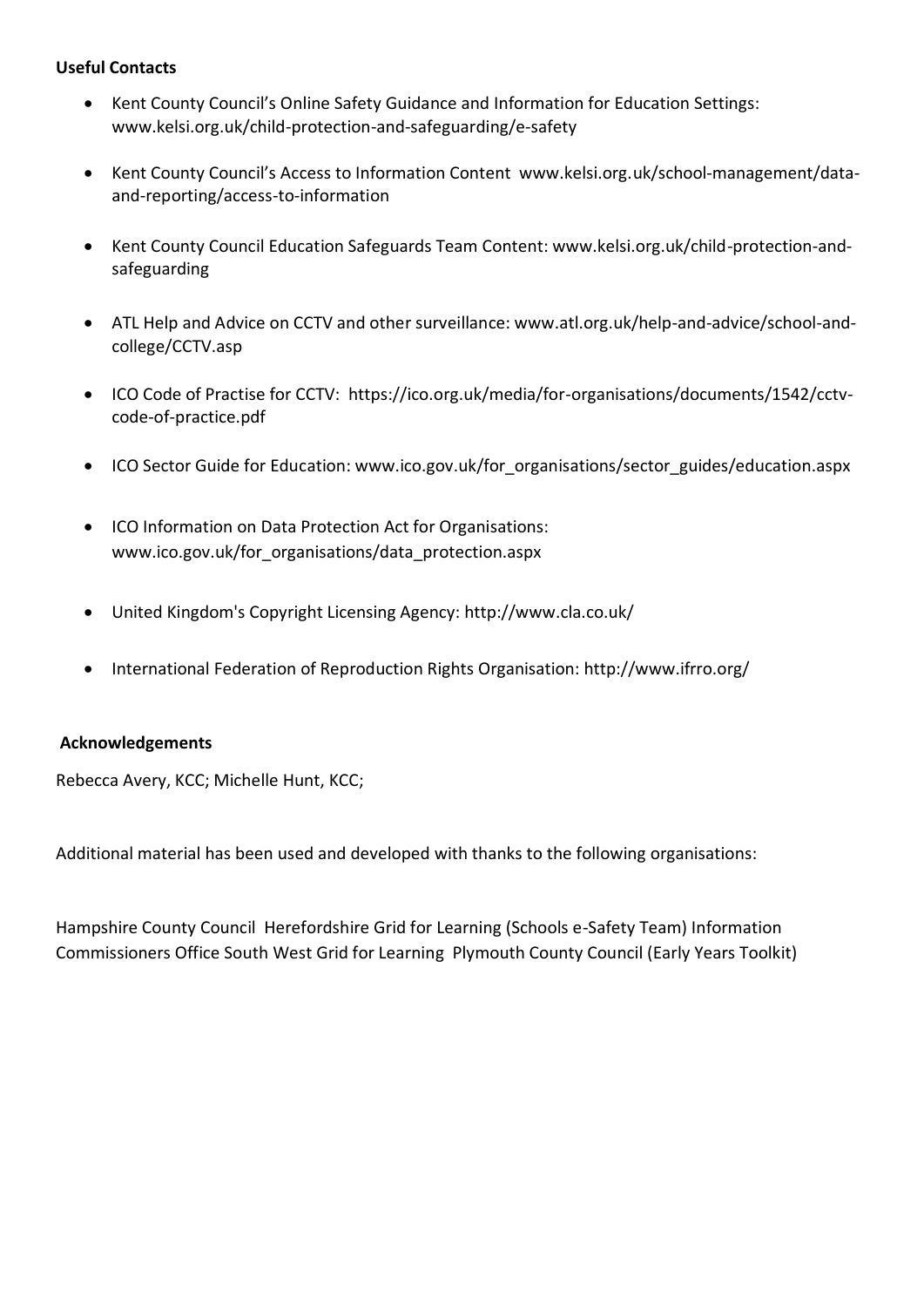**Useful Contacts**

- Kent County Council's Online Safety Guidance and Information for Education Settings: www.kelsi.org.uk/child-protection-and-safeguarding/e-safety
- Kent County Council's Access to Information Content www.kelsi.org.uk/school-management/data-and-reporting/access-to-information
- Kent County Council Education Safeguards Team Content: www.kelsi.org.uk/child-protection-and-safeguarding
- ATL Help and Advice on CCTV and other surveillance: www.atl.org.uk/help-and-advice/school-and-college/CCTV.asp
- ICO Code of Practise for CCTV: https://ico.org.uk/media/for-organisations/documents/1542/cctv-code-of-practice.pdf
- ICO Sector Guide for Education: www.ico.gov.uk/for_organisations/sector_guides/education.aspx
- ICO Information on Data Protection Act for Organisations: www.ico.gov.uk/for_organisations/data_protection.aspx
- United Kingdom's Copyright Licensing Agency: http://www.cla.co.uk/
- International Federation of Reproduction Rights Organisation: http://www.ifrro.org/

**Acknowledgements**

Rebecca Avery, KCC; Michelle Hunt, KCC;

Additional material has been used and developed with thanks to the following organisations:

Hampshire County Council Herefordshire Grid for Learning (Schools e-Safety Team) Information Commissioners Office South West Grid for Learning Plymouth County Council (Early Years Toolkit)